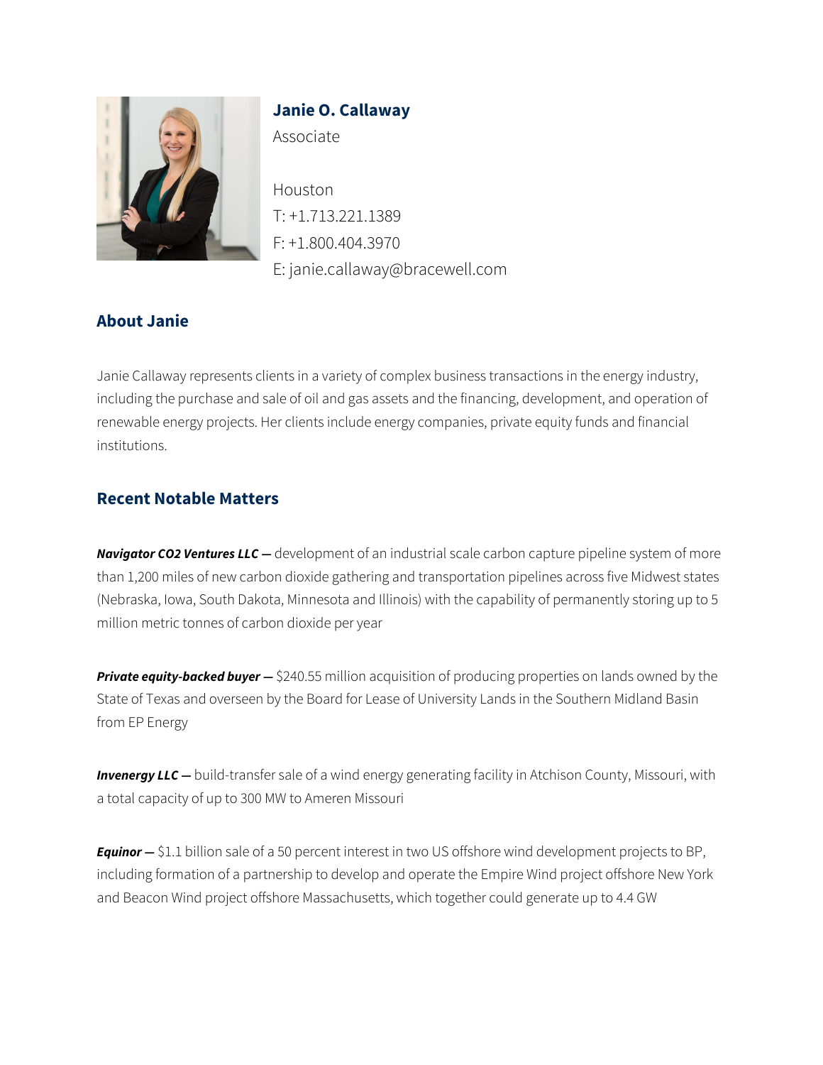# Janie O. Callaway

Associate

Houston
T: +1.713.221.1389
F: +1.800.404.3970
E: janie.callaway@bracewell.com

## About Janie

Janie Callaway represents clients in a variety of complex business transactions in the energy industry, including the purchase and sale of oil and gas assets and the financing, development, and operation of renewable energy projects. Her clients include energy companies, private equity funds and financial institutions.

## Recent Notable Matters

***Navigator CO2 Ventures LLC —*** development of an industrial scale carbon capture pipeline system of more than 1,200 miles of new carbon dioxide gathering and transportation pipelines across five Midwest states (Nebraska, Iowa, South Dakota, Minnesota and Illinois) with the capability of permanently storing up to 5 million metric tonnes of carbon dioxide per year

***Private equity-backed buyer —*** $240.55 million acquisition of producing properties on lands owned by the State of Texas and overseen by the Board for Lease of University Lands in the Southern Midland Basin from EP Energy

***Invenergy LLC —*** build-transfer sale of a wind energy generating facility in Atchison County, Missouri, with a total capacity of up to 300 MW to Ameren Missouri

***Equinor —*** $1.1 billion sale of a 50 percent interest in two US offshore wind development projects to BP, including formation of a partnership to develop and operate the Empire Wind project offshore New York and Beacon Wind project offshore Massachusetts, which together could generate up to 4.4 GW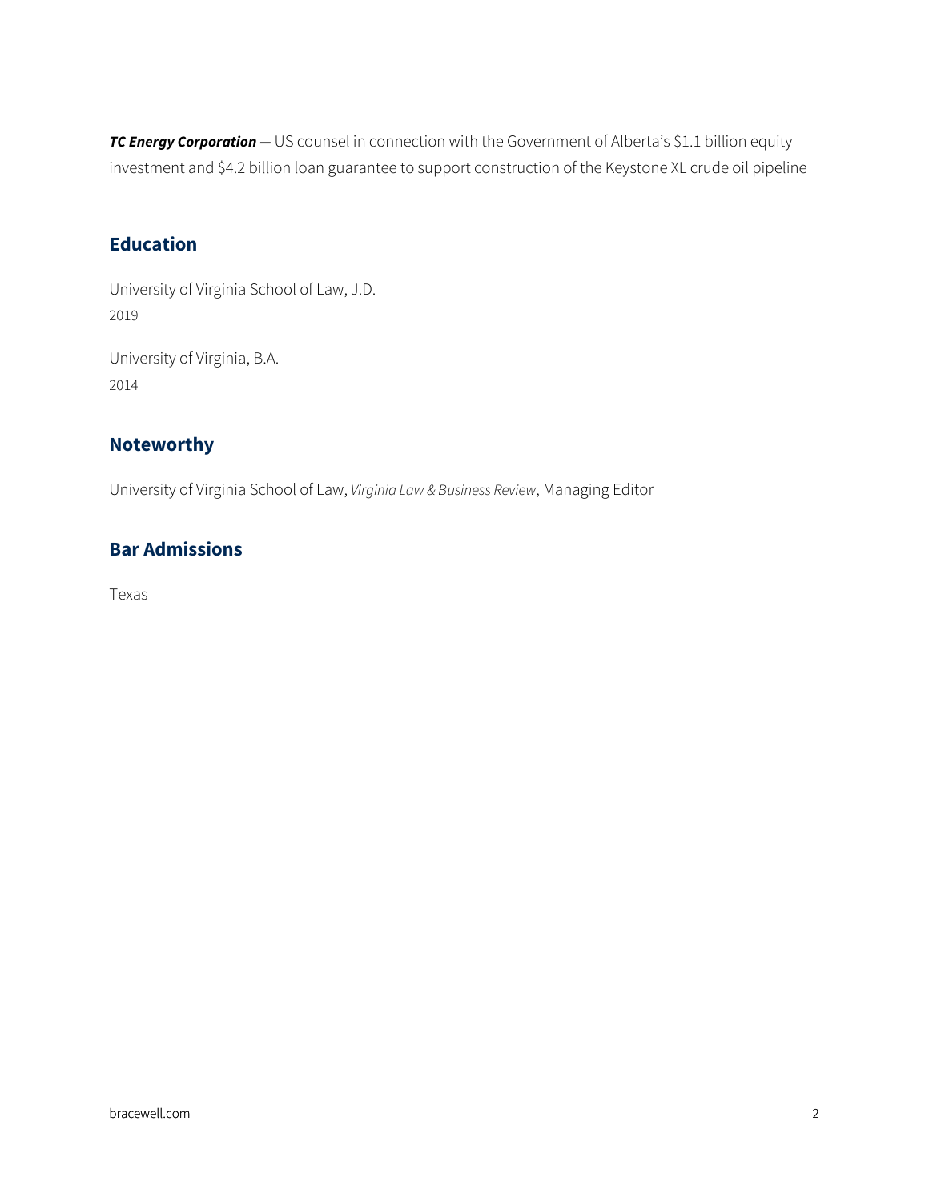***TC Energy Corporation* —** US counsel in connection with the Government of Alberta's $1.1 billion equity investment and $4.2 billion loan guarantee to support construction of the Keystone XL crude oil pipeline

## Education

University of Virginia School of Law, J.D.
2019

University of Virginia, B.A.
2014

## Noteworthy

University of Virginia School of Law, *Virginia Law & Business Review*, Managing Editor

## Bar Admissions

Texas